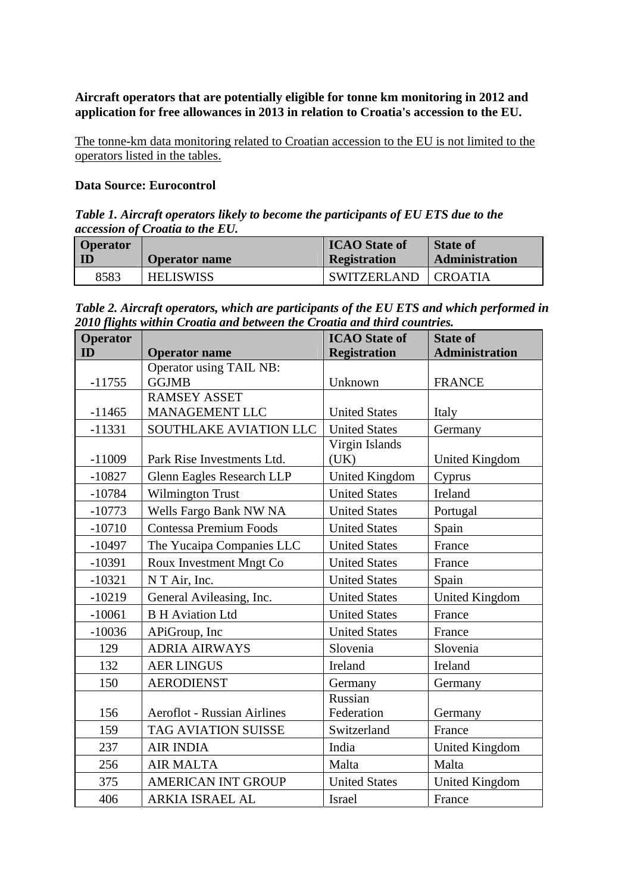**Aircraft operators that are potentially eligible for tonne km monitoring in 2012 and application for free allowances in 2013 in relation to Croatia's accession to the EU.**

<u>The tonne-km data monitoring related to Croatian accession to the EU is not limited to the operators listed in the tables.</u>

**Data Source: Eurocontrol**

***Table 1. Aircraft operators likely to become the participants of EU ETS due to the accession of Croatia to the EU.***

| Operator ID | Operator name | ICAO State of Registration | State of Administration |
|---|---|---|---|
| 8583 | HELISWISS | SWITZERLAND | CROATIA |

***Table 2. Aircraft operators, which are participants of the EU ETS and which performed in 2010 flights within Croatia and between the Croatia and third countries.***

| Operator ID | Operator name | ICAO State of Registration | State of Administration |
|---|---|---|---|
| -11755 | Operator using TAIL NB: GGJMB | Unknown | FRANCE |
| -11465 | RAMSEY ASSET MANAGEMENT LLC | United States | Italy |
| -11331 | SOUTHLAKE AVIATION LLC | United States | Germany |
| -11009 | Park Rise Investments Ltd. | Virgin Islands (UK) | United Kingdom |
| -10827 | Glenn Eagles Research LLP | United Kingdom | Cyprus |
| -10784 | Wilmington Trust | United States | Ireland |
| -10773 | Wells Fargo Bank NW NA | United States | Portugal |
| -10710 | Contessa Premium Foods | United States | Spain |
| -10497 | The Yucaipa Companies LLC | United States | France |
| -10391 | Roux Investment Mngt Co | United States | France |
| -10321 | N T Air, Inc. | United States | Spain |
| -10219 | General Avileasing, Inc. | United States | United Kingdom |
| -10061 | B H Aviation Ltd | United States | France |
| -10036 | APiGroup, Inc | United States | France |
| 129 | ADRIA AIRWAYS | Slovenia | Slovenia |
| 132 | AER LINGUS | Ireland | Ireland |
| 150 | AERODIENST | Germany | Germany |
| 156 | Aeroflot - Russian Airlines | Russian Federation | Germany |
| 159 | TAG AVIATION SUISSE | Switzerland | France |
| 237 | AIR INDIA | India | United Kingdom |
| 256 | AIR MALTA | Malta | Malta |
| 375 | AMERICAN INT GROUP | United States | United Kingdom |
| 406 | ARKIA ISRAEL AL | Israel | France |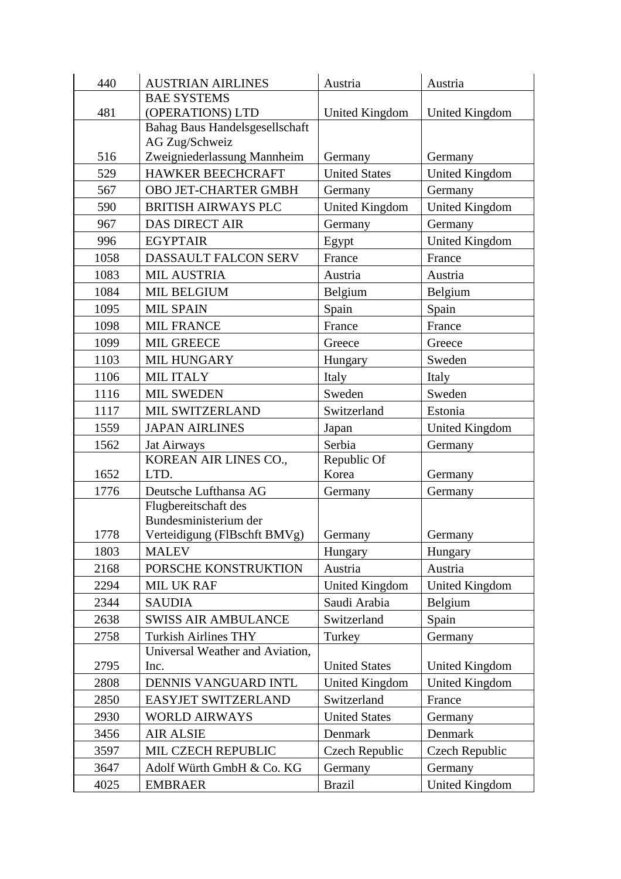| | | | |
|---|---|---|---|
| 440 | AUSTRIAN AIRLINES | Austria | Austria |
| 481 | BAE SYSTEMS (OPERATIONS) LTD | United Kingdom | United Kingdom |
| 516 | Bahag Baus Handelsgesellschaft AG Zug/Schweiz Zweigniederlassung Mannheim | Germany | Germany |
| 529 | HAWKER BEECHCRAFT | United States | United Kingdom |
| 567 | OBO JET-CHARTER GMBH | Germany | Germany |
| 590 | BRITISH AIRWAYS PLC | United Kingdom | United Kingdom |
| 967 | DAS DIRECT AIR | Germany | Germany |
| 996 | EGYPTAIR | Egypt | United Kingdom |
| 1058 | DASSAULT FALCON SERV | France | France |
| 1083 | MIL AUSTRIA | Austria | Austria |
| 1084 | MIL BELGIUM | Belgium | Belgium |
| 1095 | MIL SPAIN | Spain | Spain |
| 1098 | MIL FRANCE | France | France |
| 1099 | MIL GREECE | Greece | Greece |
| 1103 | MIL HUNGARY | Hungary | Sweden |
| 1106 | MIL ITALY | Italy | Italy |
| 1116 | MIL SWEDEN | Sweden | Sweden |
| 1117 | MIL SWITZERLAND | Switzerland | Estonia |
| 1559 | JAPAN AIRLINES | Japan | United Kingdom |
| 1562 | Jat Airways | Serbia | Germany |
| 1652 | KOREAN AIR LINES CO., LTD. | Republic Of Korea | Germany |
| 1776 | Deutsche Lufthansa AG | Germany | Germany |
| 1778 | Flugbereitschaft des Bundesministerium der Verteidigung (FlBschft BMVg) | Germany | Germany |
| 1803 | MALEV | Hungary | Hungary |
| 2168 | PORSCHE KONSTRUKTION | Austria | Austria |
| 2294 | MIL UK RAF | United Kingdom | United Kingdom |
| 2344 | SAUDIA | Saudi Arabia | Belgium |
| 2638 | SWISS AIR AMBULANCE | Switzerland | Spain |
| 2758 | Turkish Airlines THY | Turkey | Germany |
| 2795 | Universal Weather and Aviation, Inc. | United States | United Kingdom |
| 2808 | DENNIS VANGUARD INTL | United Kingdom | United Kingdom |
| 2850 | EASYJET SWITZERLAND | Switzerland | France |
| 2930 | WORLD AIRWAYS | United States | Germany |
| 3456 | AIR ALSIE | Denmark | Denmark |
| 3597 | MIL CZECH REPUBLIC | Czech Republic | Czech Republic |
| 3647 | Adolf Würth GmbH & Co. KG | Germany | Germany |
| 4025 | EMBRAER | Brazil | United Kingdom |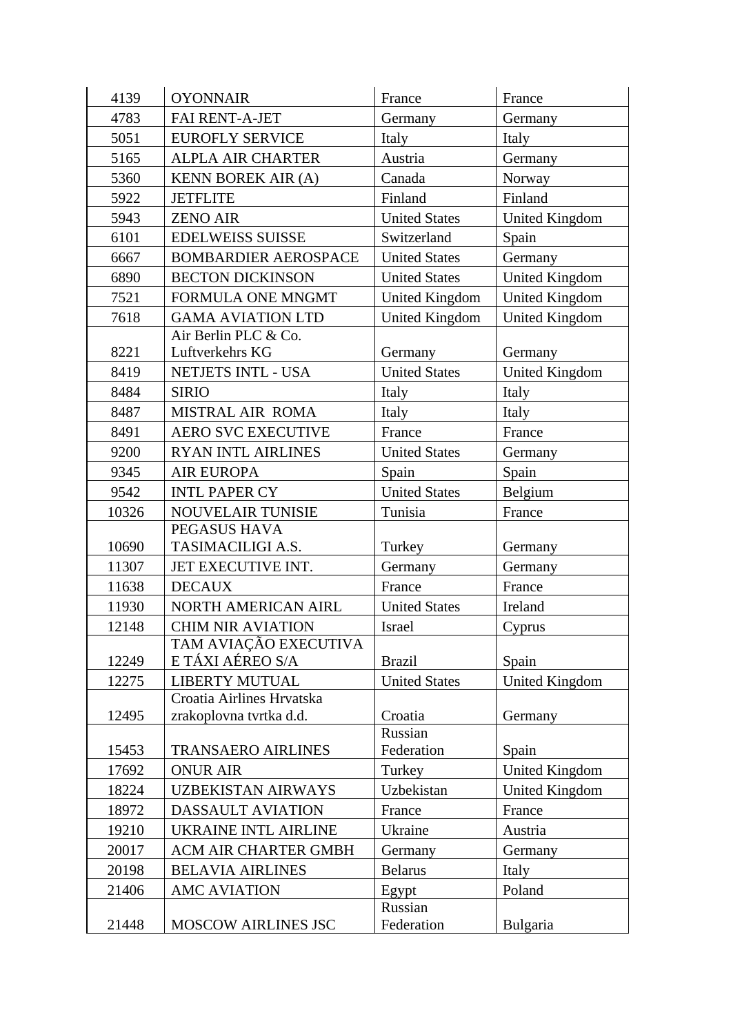| | | | |
|---|---|---|---|
| 4139 | OYONNAIR | France | France |
| 4783 | FAI RENT-A-JET | Germany | Germany |
| 5051 | EUROFLY SERVICE | Italy | Italy |
| 5165 | ALPLA AIR CHARTER | Austria | Germany |
| 5360 | KENN BOREK AIR (A) | Canada | Norway |
| 5922 | JETFLITE | Finland | Finland |
| 5943 | ZENO AIR | United States | United Kingdom |
| 6101 | EDELWEISS SUISSE | Switzerland | Spain |
| 6667 | BOMBARDIER AEROSPACE | United States | Germany |
| 6890 | BECTON DICKINSON | United States | United Kingdom |
| 7521 | FORMULA ONE MNGMT | United Kingdom | United Kingdom |
| 7618 | GAMA AVIATION LTD | United Kingdom | United Kingdom |
| 8221 | Air Berlin PLC & Co. Luftverkehrs KG | Germany | Germany |
| 8419 | NETJETS INTL - USA | United States | United Kingdom |
| 8484 | SIRIO | Italy | Italy |
| 8487 | MISTRAL AIR ROMA | Italy | Italy |
| 8491 | AERO SVC EXECUTIVE | France | France |
| 9200 | RYAN INTL AIRLINES | United States | Germany |
| 9345 | AIR EUROPA | Spain | Spain |
| 9542 | INTL PAPER CY | United States | Belgium |
| 10326 | NOUVELAIR TUNISIE | Tunisia | France |
| 10690 | PEGASUS HAVA TASIMACILIGI A.S. | Turkey | Germany |
| 11307 | JET EXECUTIVE INT. | Germany | Germany |
| 11638 | DECAUX | France | France |
| 11930 | NORTH AMERICAN AIRL | United States | Ireland |
| 12148 | CHIM NIR AVIATION | Israel | Cyprus |
| 12249 | TAM AVIAÇÃO EXECUTIVA E TÁXI AÉREO S/A | Brazil | Spain |
| 12275 | LIBERTY MUTUAL | United States | United Kingdom |
| 12495 | Croatia Airlines Hrvatska zrakoplovna tvrtka d.d. | Croatia | Germany |
| 15453 | TRANSAERO AIRLINES | Russian Federation | Spain |
| 17692 | ONUR AIR | Turkey | United Kingdom |
| 18224 | UZBEKISTAN AIRWAYS | Uzbekistan | United Kingdom |
| 18972 | DASSAULT AVIATION | France | France |
| 19210 | UKRAINE INTL AIRLINE | Ukraine | Austria |
| 20017 | ACM AIR CHARTER GMBH | Germany | Germany |
| 20198 | BELAVIA AIRLINES | Belarus | Italy |
| 21406 | AMC AVIATION | Egypt | Poland |
| 21448 | MOSCOW AIRLINES JSC | Russian Federation | Bulgaria |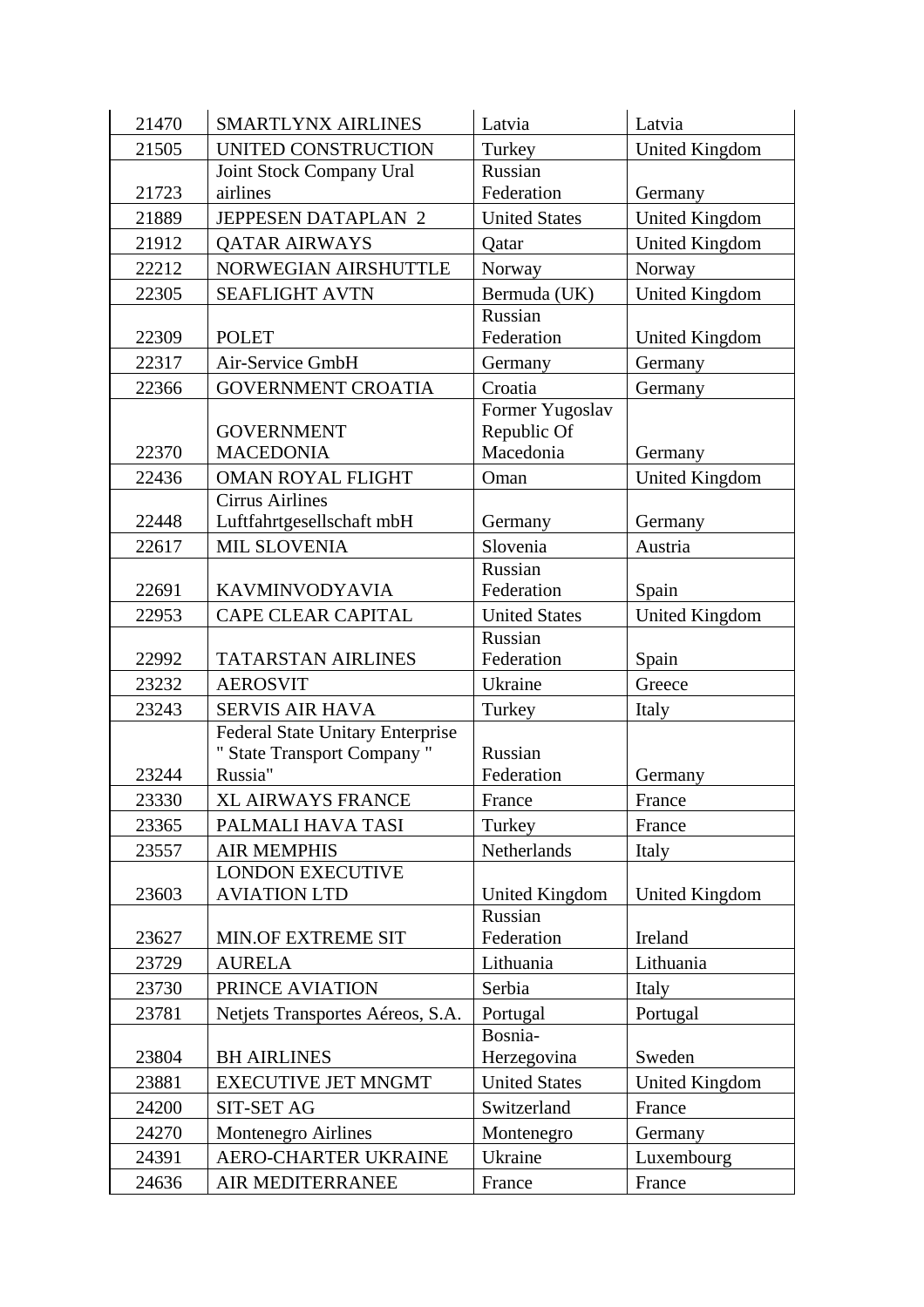| 21470 | SMARTLYNX AIRLINES | Latvia | Latvia |
|---|---|---|---|
| 21505 | UNITED CONSTRUCTION | Turkey | United Kingdom |
| 21723 | Joint Stock Company Ural airlines | Russian Federation | Germany |
| 21889 | JEPPESEN DATAPLAN 2 | United States | United Kingdom |
| 21912 | QATAR AIRWAYS | Qatar | United Kingdom |
| 22212 | NORWEGIAN AIRSHUTTLE | Norway | Norway |
| 22305 | SEAFLIGHT AVTN | Bermuda (UK) | United Kingdom |
| 22309 | POLET | Russian Federation | United Kingdom |
| 22317 | Air-Service GmbH | Germany | Germany |
| 22366 | GOVERNMENT CROATIA | Croatia | Germany |
| 22370 | GOVERNMENT MACEDONIA | Former Yugoslav Republic Of Macedonia | Germany |
| 22436 | OMAN ROYAL FLIGHT | Oman | United Kingdom |
| 22448 | Cirrus Airlines Luftfahrtgesellschaft mbH | Germany | Germany |
| 22617 | MIL SLOVENIA | Slovenia | Austria |
| 22691 | KAVMINVODYAVIA | Russian Federation | Spain |
| 22953 | CAPE CLEAR CAPITAL | United States | United Kingdom |
| 22992 | TATARSTAN AIRLINES | Russian Federation | Spain |
| 23232 | AEROSVIT | Ukraine | Greece |
| 23243 | SERVIS AIR HAVA | Turkey | Italy |
| 23244 | Federal State Unitary Enterprise " State Transport Company " Russia" | Russian Federation | Germany |
| 23330 | XL AIRWAYS FRANCE | France | France |
| 23365 | PALMALI HAVA TASI | Turkey | France |
| 23557 | AIR MEMPHIS | Netherlands | Italy |
| 23603 | LONDON EXECUTIVE AVIATION LTD | United Kingdom | United Kingdom |
| 23627 | MIN.OF EXTREME SIT | Russian Federation | Ireland |
| 23729 | AURELA | Lithuania | Lithuania |
| 23730 | PRINCE AVIATION | Serbia | Italy |
| 23781 | Netjets Transportes Aéreos, S.A. | Portugal | Portugal |
| 23804 | BH AIRLINES | Bosnia-Herzegovina | Sweden |
| 23881 | EXECUTIVE JET MNGMT | United States | United Kingdom |
| 24200 | SIT-SET AG | Switzerland | France |
| 24270 | Montenegro Airlines | Montenegro | Germany |
| 24391 | AERO-CHARTER UKRAINE | Ukraine | Luxembourg |
| 24636 | AIR MEDITERRANEE | France | France |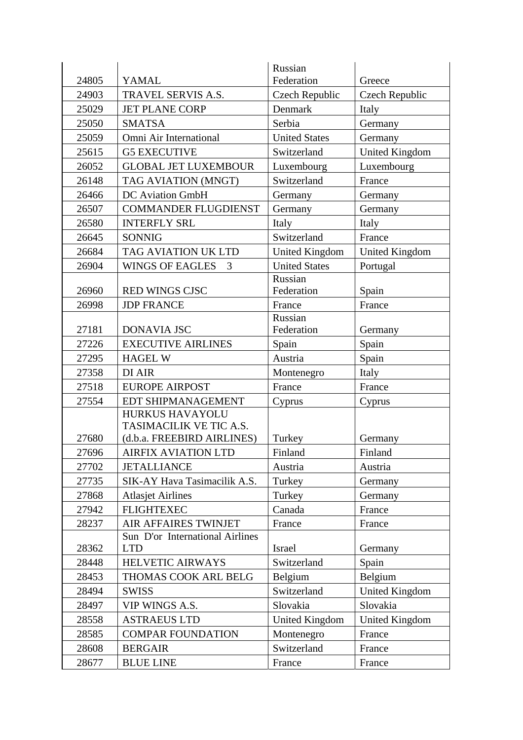| | | | |
|---|---|---|---|
| 24805 | YAMAL | Russian Federation | Greece |
| 24903 | TRAVEL SERVIS A.S. | Czech Republic | Czech Republic |
| 25029 | JET PLANE CORP | Denmark | Italy |
| 25050 | SMATSA | Serbia | Germany |
| 25059 | Omni Air International | United States | Germany |
| 25615 | G5 EXECUTIVE | Switzerland | United Kingdom |
| 26052 | GLOBAL JET LUXEMBOUR | Luxembourg | Luxembourg |
| 26148 | TAG AVIATION (MNGT) | Switzerland | France |
| 26466 | DC Aviation GmbH | Germany | Germany |
| 26507 | COMMANDER FLUGDIENST | Germany | Germany |
| 26580 | INTERFLY SRL | Italy | Italy |
| 26645 | SONNIG | Switzerland | France |
| 26684 | TAG AVIATION UK LTD | United Kingdom | United Kingdom |
| 26904 | WINGS OF EAGLES 3 | United States | Portugal |
| 26960 | RED WINGS CJSC | Russian Federation | Spain |
| 26998 | JDP FRANCE | France | France |
| 27181 | DONAVIA JSC | Russian Federation | Germany |
| 27226 | EXECUTIVE AIRLINES | Spain | Spain |
| 27295 | HAGEL W | Austria | Spain |
| 27358 | DI AIR | Montenegro | Italy |
| 27518 | EUROPE AIRPOST | France | France |
| 27554 | EDT SHIPMANAGEMENT | Cyprus | Cyprus |
| 27680 | HURKUS HAVAYOLU TASIMACILIK VE TIC A.S. (d.b.a. FREEBIRD AIRLINES) | Turkey | Germany |
| 27696 | AIRFIX AVIATION LTD | Finland | Finland |
| 27702 | JETALLIANCE | Austria | Austria |
| 27735 | SIK-AY Hava Tasimacilik A.S. | Turkey | Germany |
| 27868 | Atlasjet Airlines | Turkey | Germany |
| 27942 | FLIGHTEXEC | Canada | France |
| 28237 | AIR AFFAIRES TWINJET | France | France |
| 28362 | Sun D'or International Airlines LTD | Israel | Germany |
| 28448 | HELVETIC AIRWAYS | Switzerland | Spain |
| 28453 | THOMAS COOK ARL BELG | Belgium | Belgium |
| 28494 | SWISS | Switzerland | United Kingdom |
| 28497 | VIP WINGS A.S. | Slovakia | Slovakia |
| 28558 | ASTRAEUS LTD | United Kingdom | United Kingdom |
| 28585 | COMPAR FOUNDATION | Montenegro | France |
| 28608 | BERGAIR | Switzerland | France |
| 28677 | BLUE LINE | France | France |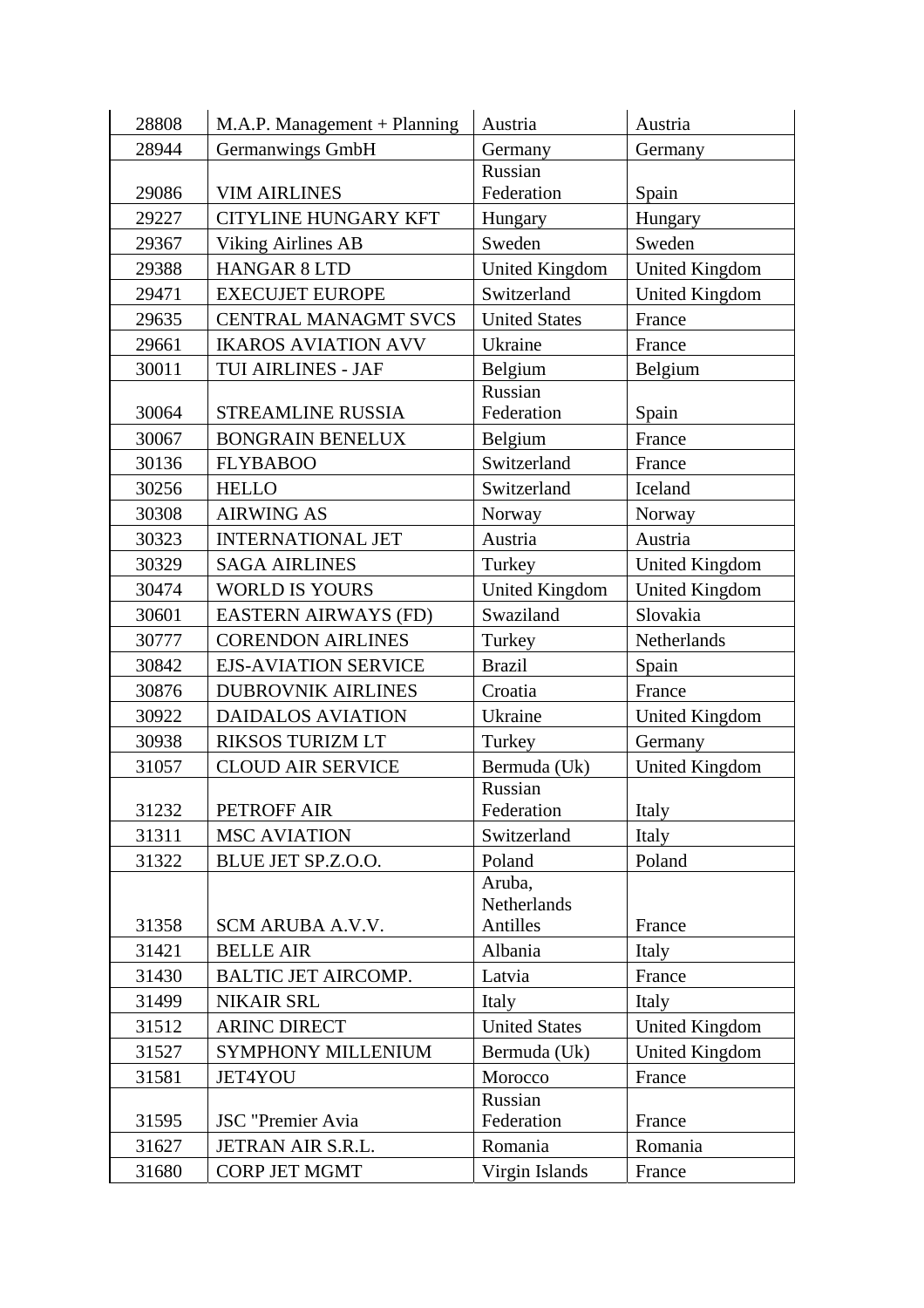| 28808 | M.A.P. Management + Planning | Austria | Austria |
|---|---|---|---|
| 28944 | Germanwings GmbH | Germany | Germany |
| 29086 | VIM AIRLINES | Russian Federation | Spain |
| 29227 | CITYLINE HUNGARY KFT | Hungary | Hungary |
| 29367 | Viking Airlines AB | Sweden | Sweden |
| 29388 | HANGAR 8 LTD | United Kingdom | United Kingdom |
| 29471 | EXECUJET EUROPE | Switzerland | United Kingdom |
| 29635 | CENTRAL MANAGMT SVCS | United States | France |
| 29661 | IKAROS AVIATION AVV | Ukraine | France |
| 30011 | TUI AIRLINES - JAF | Belgium | Belgium |
| 30064 | STREAMLINE RUSSIA | Russian Federation | Spain |
| 30067 | BONGRAIN BENELUX | Belgium | France |
| 30136 | FLYBABOO | Switzerland | France |
| 30256 | HELLO | Switzerland | Iceland |
| 30308 | AIRWING AS | Norway | Norway |
| 30323 | INTERNATIONAL JET | Austria | Austria |
| 30329 | SAGA AIRLINES | Turkey | United Kingdom |
| 30474 | WORLD IS YOURS | United Kingdom | United Kingdom |
| 30601 | EASTERN AIRWAYS (FD) | Swaziland | Slovakia |
| 30777 | CORENDON AIRLINES | Turkey | Netherlands |
| 30842 | EJS-AVIATION SERVICE | Brazil | Spain |
| 30876 | DUBROVNIK AIRLINES | Croatia | France |
| 30922 | DAIDALOS AVIATION | Ukraine | United Kingdom |
| 30938 | RIKSOS TURIZM LT | Turkey | Germany |
| 31057 | CLOUD AIR SERVICE | Bermuda (Uk) | United Kingdom |
| 31232 | PETROFF AIR | Russian Federation | Italy |
| 31311 | MSC AVIATION | Switzerland | Italy |
| 31322 | BLUE JET SP.Z.O.O. | Poland | Poland |
| 31358 | SCM ARUBA A.V.V. | Aruba, Netherlands Antilles | France |
| 31421 | BELLE AIR | Albania | Italy |
| 31430 | BALTIC JET AIRCOMP. | Latvia | France |
| 31499 | NIKAIR SRL | Italy | Italy |
| 31512 | ARINC DIRECT | United States | United Kingdom |
| 31527 | SYMPHONY MILLENIUM | Bermuda (Uk) | United Kingdom |
| 31581 | JET4YOU | Morocco | France |
| 31595 | JSC "Premier Avia | Russian Federation | France |
| 31627 | JETRAN AIR S.R.L. | Romania | Romania |
| 31680 | CORP JET MGMT | Virgin Islands | France |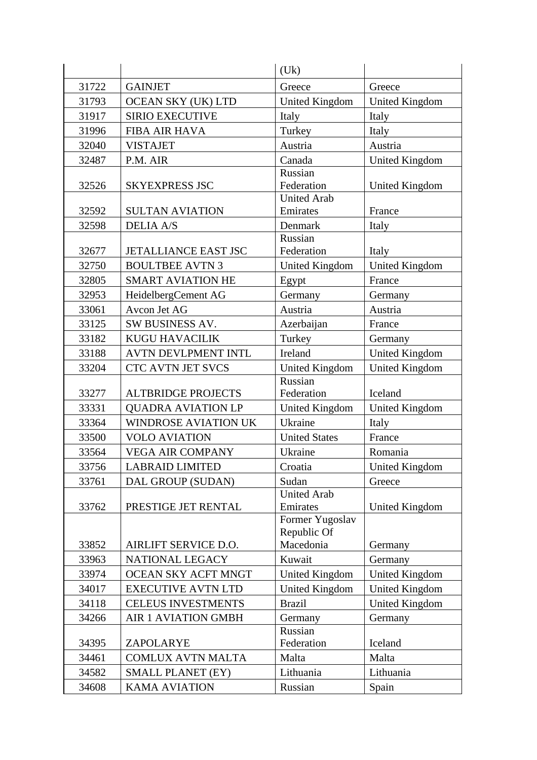| | | (Uk) | |
|---|---|---|---|
| 31722 | GAINJET | Greece | Greece |
| 31793 | OCEAN SKY (UK) LTD | United Kingdom | United Kingdom |
| 31917 | SIRIO EXECUTIVE | Italy | Italy |
| 31996 | FIBA AIR HAVA | Turkey | Italy |
| 32040 | VISTAJET | Austria | Austria |
| 32487 | P.M. AIR | Canada | United Kingdom |
| 32526 | SKYEXPRESS JSC | Russian Federation | United Kingdom |
| 32592 | SULTAN AVIATION | United Arab Emirates | France |
| 32598 | DELIA A/S | Denmark | Italy |
| 32677 | JETALLIANCE EAST JSC | Russian Federation | Italy |
| 32750 | BOULTBEE AVTN 3 | United Kingdom | United Kingdom |
| 32805 | SMART AVIATION HE | Egypt | France |
| 32953 | HeidelbergCement AG | Germany | Germany |
| 33061 | Avcon Jet AG | Austria | Austria |
| 33125 | SW BUSINESS AV. | Azerbaijan | France |
| 33182 | KUGU HAVACILIK | Turkey | Germany |
| 33188 | AVTN DEVLPMENT INTL | Ireland | United Kingdom |
| 33204 | CTC AVTN JET SVCS | United Kingdom | United Kingdom |
| 33277 | ALTBRIDGE PROJECTS | Russian Federation | Iceland |
| 33331 | QUADRA AVIATION LP | United Kingdom | United Kingdom |
| 33364 | WINDROSE AVIATION UK | Ukraine | Italy |
| 33500 | VOLO AVIATION | United States | France |
| 33564 | VEGA AIR COMPANY | Ukraine | Romania |
| 33756 | LABRAID LIMITED | Croatia | United Kingdom |
| 33761 | DAL GROUP (SUDAN) | Sudan | Greece |
| 33762 | PRESTIGE JET RENTAL | United Arab Emirates | United Kingdom |
| 33852 | AIRLIFT SERVICE D.O. | Former Yugoslav Republic Of Macedonia | Germany |
| 33963 | NATIONAL LEGACY | Kuwait | Germany |
| 33974 | OCEAN SKY ACFT MNGT | United Kingdom | United Kingdom |
| 34017 | EXECUTIVE AVTN LTD | United Kingdom | United Kingdom |
| 34118 | CELEUS INVESTMENTS | Brazil | United Kingdom |
| 34266 | AIR 1 AVIATION GMBH | Germany | Germany |
| 34395 | ZAPOLARYE | Russian Federation | Iceland |
| 34461 | COMLUX AVTN MALTA | Malta | Malta |
| 34582 | SMALL PLANET (EY) | Lithuania | Lithuania |
| 34608 | KAMA AVIATION | Russian | Spain |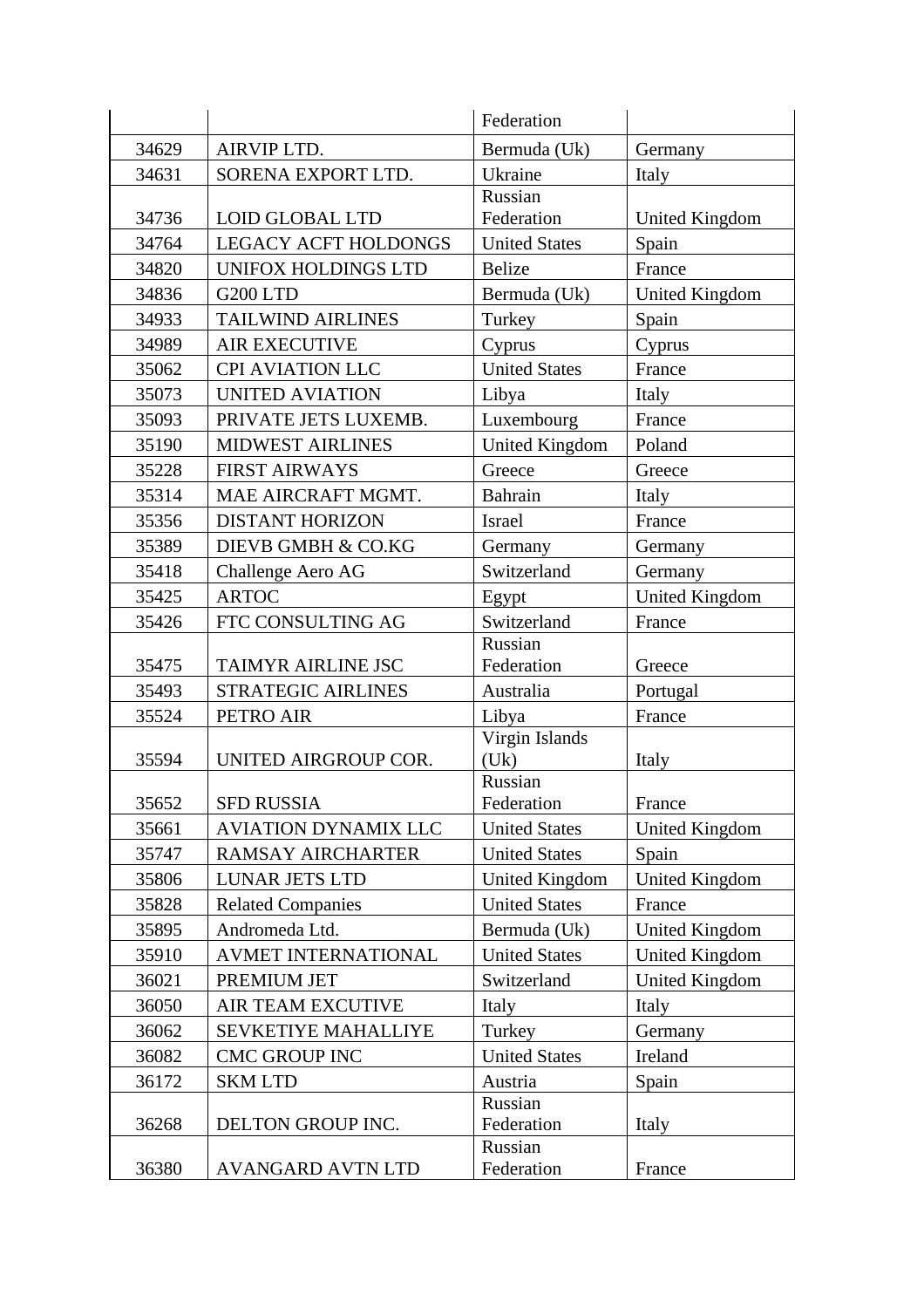| | | Federation | |
|---|---|---|---|
| 34629 | AIRVIP LTD. | Bermuda (Uk) | Germany |
| 34631 | SORENA EXPORT LTD. | Ukraine | Italy |
| 34736 | LOID GLOBAL LTD | Russian Federation | United Kingdom |
| 34764 | LEGACY ACFT HOLDONGS | United States | Spain |
| 34820 | UNIFOX HOLDINGS LTD | Belize | France |
| 34836 | G200 LTD | Bermuda (Uk) | United Kingdom |
| 34933 | TAILWIND AIRLINES | Turkey | Spain |
| 34989 | AIR EXECUTIVE | Cyprus | Cyprus |
| 35062 | CPI AVIATION LLC | United States | France |
| 35073 | UNITED AVIATION | Libya | Italy |
| 35093 | PRIVATE JETS LUXEMB. | Luxembourg | France |
| 35190 | MIDWEST AIRLINES | United Kingdom | Poland |
| 35228 | FIRST AIRWAYS | Greece | Greece |
| 35314 | MAE AIRCRAFT MGMT. | Bahrain | Italy |
| 35356 | DISTANT HORIZON | Israel | France |
| 35389 | DIEVB GMBH & CO.KG | Germany | Germany |
| 35418 | Challenge Aero AG | Switzerland | Germany |
| 35425 | ARTOC | Egypt | United Kingdom |
| 35426 | FTC CONSULTING AG | Switzerland | France |
| 35475 | TAIMYR AIRLINE JSC | Russian Federation | Greece |
| 35493 | STRATEGIC AIRLINES | Australia | Portugal |
| 35524 | PETRO AIR | Libya | France |
| 35594 | UNITED AIRGROUP COR. | Virgin Islands (Uk) | Italy |
| 35652 | SFD RUSSIA | Russian Federation | France |
| 35661 | AVIATION DYNAMIX LLC | United States | United Kingdom |
| 35747 | RAMSAY AIRCHARTER | United States | Spain |
| 35806 | LUNAR JETS LTD | United Kingdom | United Kingdom |
| 35828 | Related Companies | United States | France |
| 35895 | Andromeda Ltd. | Bermuda (Uk) | United Kingdom |
| 35910 | AVMET INTERNATIONAL | United States | United Kingdom |
| 36021 | PREMIUM JET | Switzerland | United Kingdom |
| 36050 | AIR TEAM EXCUTIVE | Italy | Italy |
| 36062 | SEVKETIYE MAHALLIYE | Turkey | Germany |
| 36082 | CMC GROUP INC | United States | Ireland |
| 36172 | SKM LTD | Austria | Spain |
| 36268 | DELTON GROUP INC. | Russian Federation | Italy |
| 36380 | AVANGARD AVTN LTD | Russian Federation | France |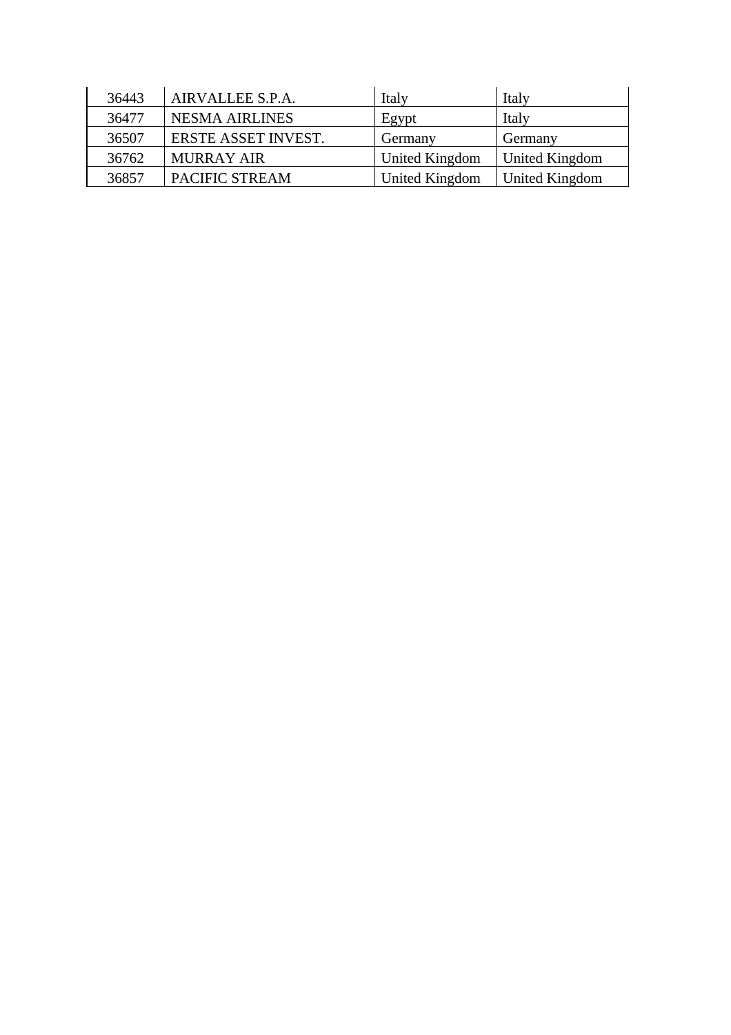| | | | |
|---|---|---|---|
| 36443 | AIRVALLEE S.P.A. | Italy | Italy |
| 36477 | NESMA AIRLINES | Egypt | Italy |
| 36507 | ERSTE ASSET INVEST. | Germany | Germany |
| 36762 | MURRAY AIR | United Kingdom | United Kingdom |
| 36857 | PACIFIC STREAM | United Kingdom | United Kingdom |